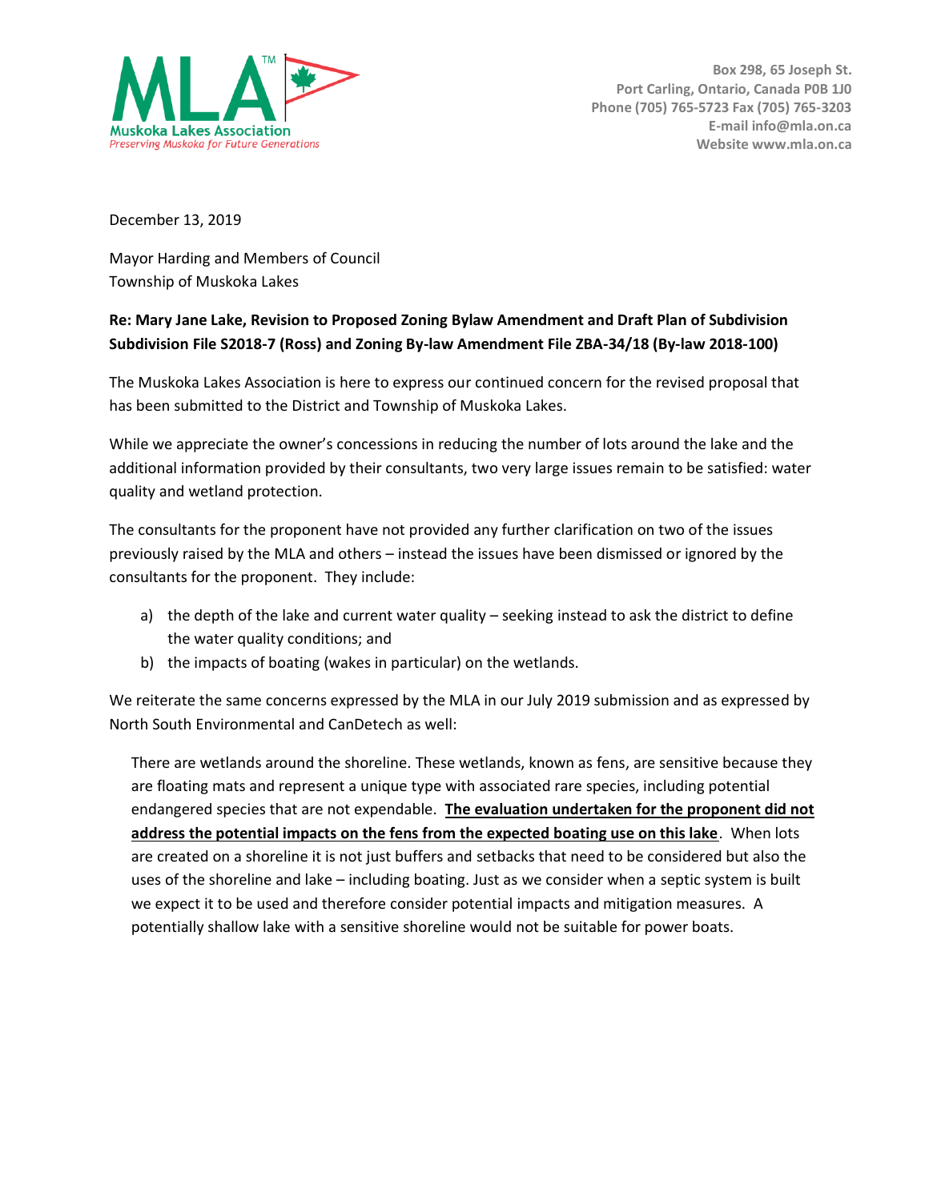MLA™ Muskoka Lakes Association
*Preserving Muskoka for Future Generations*

Box 298, 65 Joseph St.
Port Carling, Ontario, Canada P0B 1J0
Phone (705) 765-5723 Fax (705) 765-3203
E-mail info@mla.on.ca
Website www.mla.on.ca

December 13, 2019

Mayor Harding and Members of Council
Township of Muskoka Lakes

**Re: Mary Jane Lake, Revision to Proposed Zoning Bylaw Amendment and Draft Plan of Subdivision Subdivision File S2018-7 (Ross) and Zoning By-law Amendment File ZBA-34/18 (By-law 2018-100)**

The Muskoka Lakes Association is here to express our continued concern for the revised proposal that has been submitted to the District and Township of Muskoka Lakes.

While we appreciate the owner's concessions in reducing the number of lots around the lake and the additional information provided by their consultants, two very large issues remain to be satisfied: water quality and wetland protection.

The consultants for the proponent have not provided any further clarification on two of the issues previously raised by the MLA and others – instead the issues have been dismissed or ignored by the consultants for the proponent. They include:

a) the depth of the lake and current water quality – seeking instead to ask the district to define the water quality conditions; and
b) the impacts of boating (wakes in particular) on the wetlands.

We reiterate the same concerns expressed by the MLA in our July 2019 submission and as expressed by North South Environmental and CanDetech as well:

> There are wetlands around the shoreline. These wetlands, known as fens, are sensitive because they are floating mats and represent a unique type with associated rare species, including potential endangered species that are not expendable. **The evaluation undertaken for the proponent did not address the potential impacts on the fens from the expected boating use on this lake**. When lots are created on a shoreline it is not just buffers and setbacks that need to be considered but also the uses of the shoreline and lake – including boating. Just as we consider when a septic system is built we expect it to be used and therefore consider potential impacts and mitigation measures. A potentially shallow lake with a sensitive shoreline would not be suitable for power boats.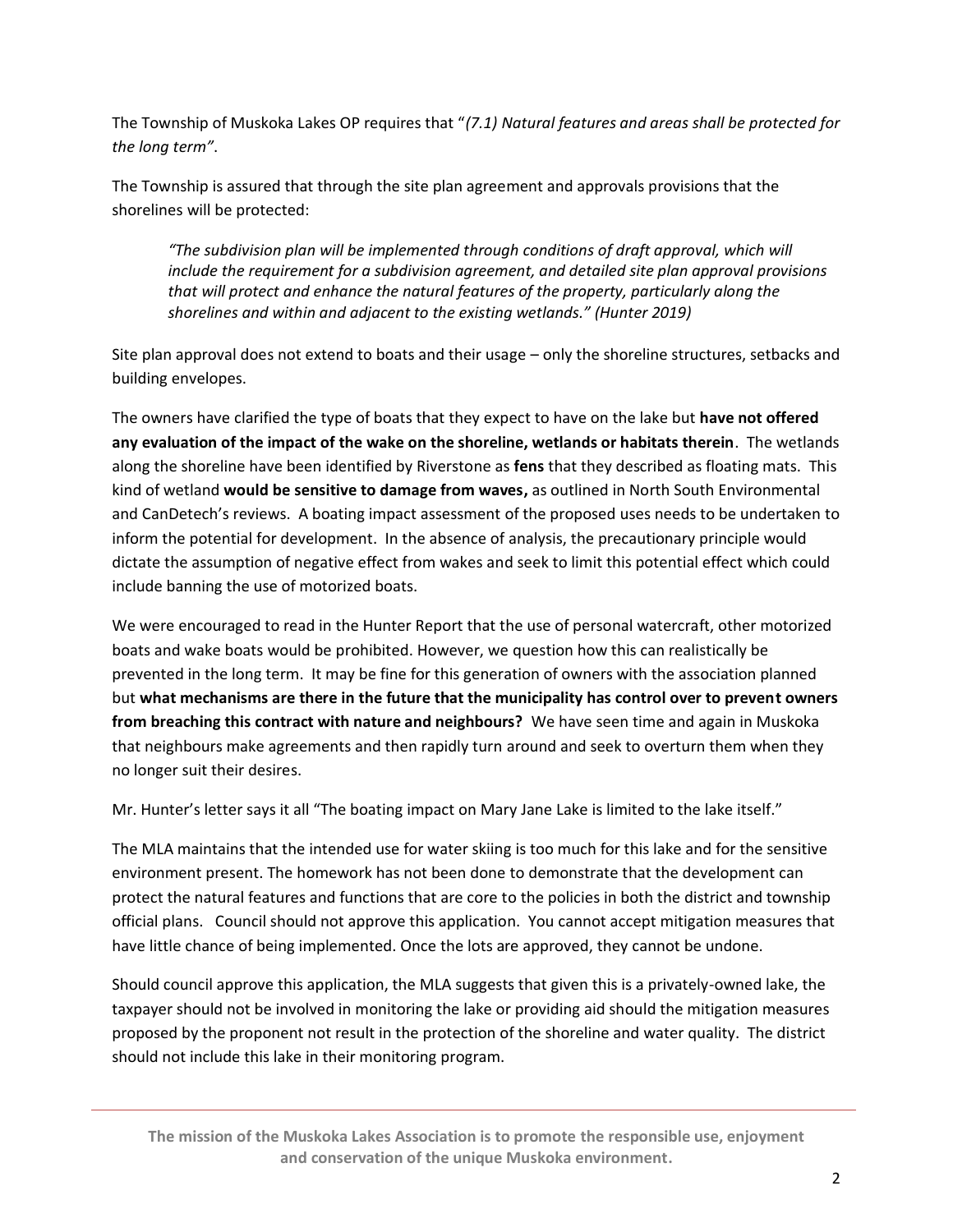The Township of Muskoka Lakes OP requires that "*(7.1) Natural features and areas shall be protected for the long term"*.

The Township is assured that through the site plan agreement and approvals provisions that the shorelines will be protected:

> *"The subdivision plan will be implemented through conditions of draft approval, which will include the requirement for a subdivision agreement, and detailed site plan approval provisions that will protect and enhance the natural features of the property, particularly along the shorelines and within and adjacent to the existing wetlands." (Hunter 2019)*

Site plan approval does not extend to boats and their usage – only the shoreline structures, setbacks and building envelopes.

The owners have clarified the type of boats that they expect to have on the lake but **have not offered any evaluation of the impact of the wake on the shoreline, wetlands or habitats therein**. The wetlands along the shoreline have been identified by Riverstone as **fens** that they described as floating mats. This kind of wetland **would be sensitive to damage from waves,** as outlined in North South Environmental and CanDetech's reviews. A boating impact assessment of the proposed uses needs to be undertaken to inform the potential for development. In the absence of analysis, the precautionary principle would dictate the assumption of negative effect from wakes and seek to limit this potential effect which could include banning the use of motorized boats.

We were encouraged to read in the Hunter Report that the use of personal watercraft, other motorized boats and wake boats would be prohibited. However, we question how this can realistically be prevented in the long term. It may be fine for this generation of owners with the association planned but **what mechanisms are there in the future that the municipality has control over to prevent owners from breaching this contract with nature and neighbours?** We have seen time and again in Muskoka that neighbours make agreements and then rapidly turn around and seek to overturn them when they no longer suit their desires.

Mr. Hunter's letter says it all "The boating impact on Mary Jane Lake is limited to the lake itself."

The MLA maintains that the intended use for water skiing is too much for this lake and for the sensitive environment present. The homework has not been done to demonstrate that the development can protect the natural features and functions that are core to the policies in both the district and township official plans. Council should not approve this application. You cannot accept mitigation measures that have little chance of being implemented. Once the lots are approved, they cannot be undone.

Should council approve this application, the MLA suggests that given this is a privately-owned lake, the taxpayer should not be involved in monitoring the lake or providing aid should the mitigation measures proposed by the proponent not result in the protection of the shoreline and water quality. The district should not include this lake in their monitoring program.

**The mission of the Muskoka Lakes Association is to promote the responsible use, enjoyment and conservation of the unique Muskoka environment.**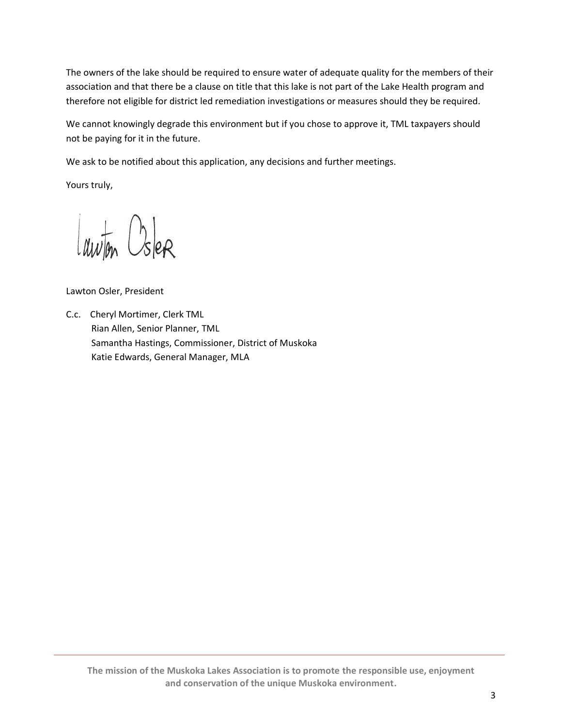The owners of the lake should be required to ensure water of adequate quality for the members of their association and that there be a clause on title that this lake is not part of the Lake Health program and therefore not eligible for district led remediation investigations or measures should they be required.

We cannot knowingly degrade this environment but if you chose to approve it, TML taxpayers should not be paying for it in the future.

We ask to be notified about this application, any decisions and further meetings.

Yours truly,

Lawton Osler

Lawton Osler, President

C.c. Cheryl Mortimer, Clerk TML
Rian Allen, Senior Planner, TML
Samantha Hastings, Commissioner, District of Muskoka
Katie Edwards, General Manager, MLA

**The mission of the Muskoka Lakes Association is to promote the responsible use, enjoyment and conservation of the unique Muskoka environment.**